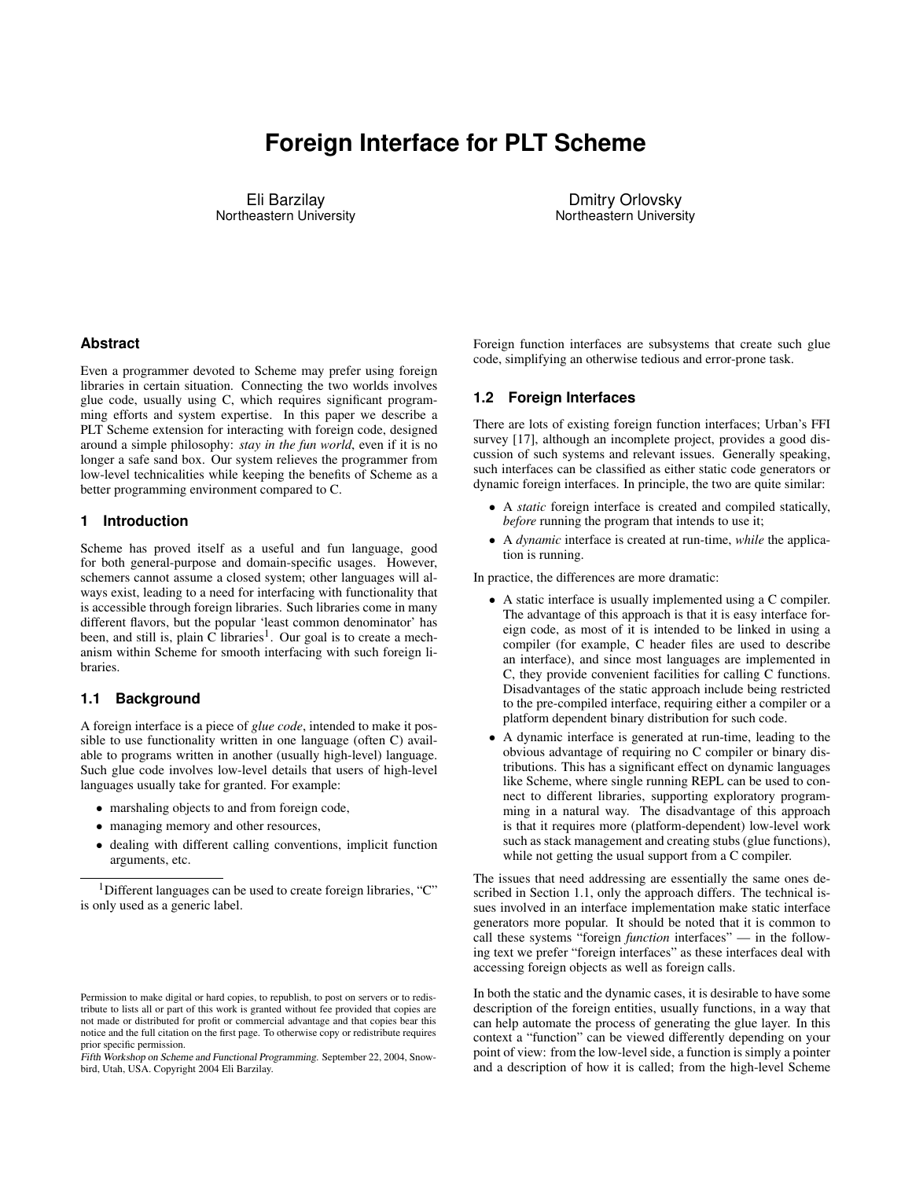# Foreign Interface for PLT Scheme

Eli Barzilay
Northeastern University

Dmitry Orlovsky
Northeastern University

## Abstract

Even a programmer devoted to Scheme may prefer using foreign libraries in certain situation. Connecting the two worlds involves glue code, usually using C, which requires significant programming efforts and system expertise. In this paper we describe a PLT Scheme extension for interacting with foreign code, designed around a simple philosophy: *stay in the fun world*, even if it is no longer a safe sand box. Our system relieves the programmer from low-level technicalities while keeping the benefits of Scheme as a better programming environment compared to C.

## 1 Introduction

Scheme has proved itself as a useful and fun language, good for both general-purpose and domain-specific usages. However, schemers cannot assume a closed system; other languages will always exist, leading to a need for interfacing with functionality that is accessible through foreign libraries. Such libraries come in many different flavors, but the popular 'least common denominator' has been, and still is, plain C libraries[1]. Our goal is to create a mechanism within Scheme for smooth interfacing with such foreign libraries.

### 1.1 Background

A foreign interface is a piece of *glue code*, intended to make it possible to use functionality written in one language (often C) available to programs written in another (usually high-level) language. Such glue code involves low-level details that users of high-level languages usually take for granted. For example:

- marshaling objects to and from foreign code,
- managing memory and other resources,
- dealing with different calling conventions, implicit function arguments, etc.

[1]Different languages can be used to create foreign libraries, "C" is only used as a generic label.

Permission to make digital or hard copies, to republish, to post on servers or to redistribute to lists all or part of this work is granted without fee provided that copies are not made or distributed for profit or commercial advantage and that copies bear this notice and the full citation on the first page. To otherwise copy or redistribute requires prior specific permission.
*Fifth Workshop on Scheme and Functional Programming.* September 22, 2004, Snowbird, Utah, USA. Copyright 2004 Eli Barzilay.

Foreign function interfaces are subsystems that create such glue code, simplifying an otherwise tedious and error-prone task.

### 1.2 Foreign Interfaces

There are lots of existing foreign function interfaces; Urban's FFI survey [17], although an incomplete project, provides a good discussion of such systems and relevant issues. Generally speaking, such interfaces can be classified as either static code generators or dynamic foreign interfaces. In principle, the two are quite similar:

- A *static* foreign interface is created and compiled statically, *before* running the program that intends to use it;
- A *dynamic* interface is created at run-time, *while* the application is running.

In practice, the differences are more dramatic:

- A static interface is usually implemented using a C compiler. The advantage of this approach is that it is easy interface foreign code, as most of it is intended to be linked in using a compiler (for example, C header files are used to describe an interface), and since most languages are implemented in C, they provide convenient facilities for calling C functions. Disadvantages of the static approach include being restricted to the pre-compiled interface, requiring either a compiler or a platform dependent binary distribution for such code.
- A dynamic interface is generated at run-time, leading to the obvious advantage of requiring no C compiler or binary distributions. This has a significant effect on dynamic languages like Scheme, where single running REPL can be used to connect to different libraries, supporting exploratory programming in a natural way. The disadvantage of this approach is that it requires more (platform-dependent) low-level work such as stack management and creating stubs (glue functions), while not getting the usual support from a C compiler.

The issues that need addressing are essentially the same ones described in Section 1.1, only the approach differs. The technical issues involved in an interface implementation make static interface generators more popular. It should be noted that it is common to call these systems "foreign *function* interfaces" — in the following text we prefer "foreign interfaces" as these interfaces deal with accessing foreign objects as well as foreign calls.

In both the static and the dynamic cases, it is desirable to have some description of the foreign entities, usually functions, in a way that can help automate the process of generating the glue layer. In this context a "function" can be viewed differently depending on your point of view: from the low-level side, a function is simply a pointer and a description of how it is called; from the high-level Scheme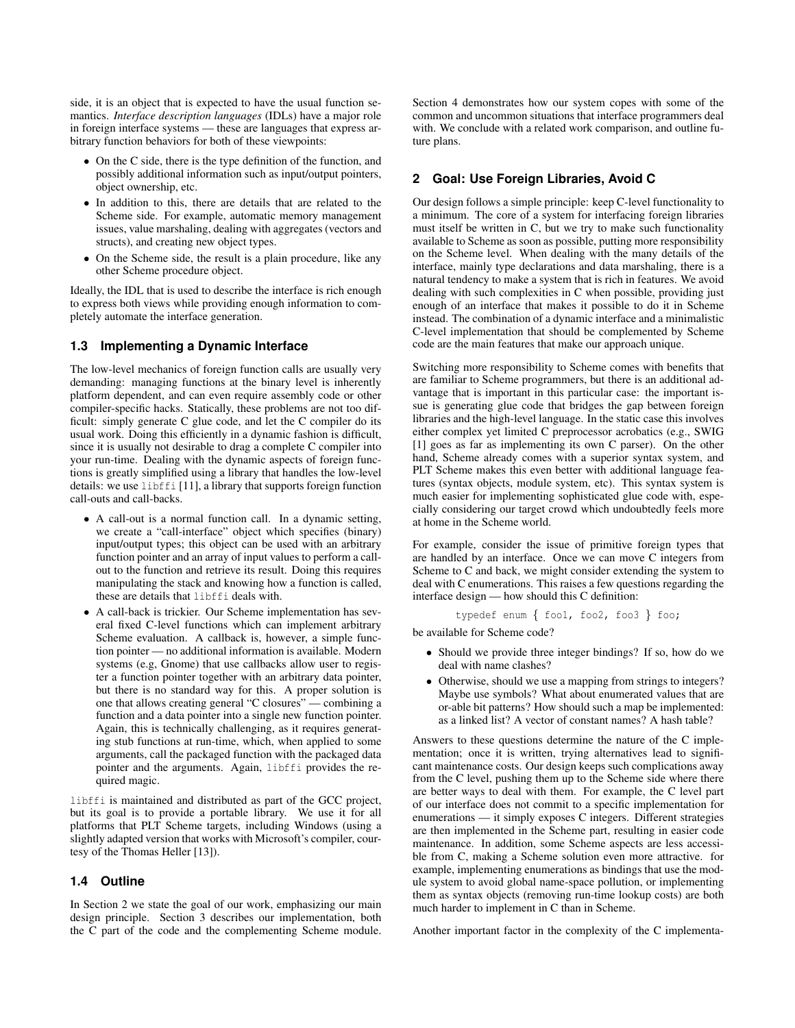side, it is an object that is expected to have the usual function semantics. *Interface description languages* (IDLs) have a major role in foreign interface systems — these are languages that express arbitrary function behaviors for both of these viewpoints:

- On the C side, there is the type definition of the function, and possibly additional information such as input/output pointers, object ownership, etc.
- In addition to this, there are details that are related to the Scheme side. For example, automatic memory management issues, value marshaling, dealing with aggregates (vectors and structs), and creating new object types.
- On the Scheme side, the result is a plain procedure, like any other Scheme procedure object.

Ideally, the IDL that is used to describe the interface is rich enough to express both views while providing enough information to completely automate the interface generation.

### 1.3 Implementing a Dynamic Interface

The low-level mechanics of foreign function calls are usually very demanding: managing functions at the binary level is inherently platform dependent, and can even require assembly code or other compiler-specific hacks. Statically, these problems are not too difficult: simply generate C glue code, and let the C compiler do its usual work. Doing this efficiently in a dynamic fashion is difficult, since it is usually not desirable to drag a complete C compiler into your run-time. Dealing with the dynamic aspects of foreign functions is greatly simplified using a library that handles the low-level details: we use `libffi` [11], a library that supports foreign function call-outs and call-backs.

- A call-out is a normal function call. In a dynamic setting, we create a "call-interface" object which specifies (binary) input/output types; this object can be used with an arbitrary function pointer and an array of input values to perform a call-out to the function and retrieve its result. Doing this requires manipulating the stack and knowing how a function is called, these are details that `libffi` deals with.
- A call-back is trickier. Our Scheme implementation has several fixed C-level functions which can implement arbitrary Scheme evaluation. A callback is, however, a simple function pointer — no additional information is available. Modern systems (e.g, Gnome) that use callbacks allow user to register a function pointer together with an arbitrary data pointer, but there is no standard way for this. A proper solution is one that allows creating general "C closures" — combining a function and a data pointer into a single new function pointer. Again, this is technically challenging, as it requires generating stub functions at run-time, which, when applied to some arguments, call the packaged function with the packaged data pointer and the arguments. Again, `libffi` provides the required magic.

`libffi` is maintained and distributed as part of the GCC project, but its goal is to provide a portable library. We use it for all platforms that PLT Scheme targets, including Windows (using a slightly adapted version that works with Microsoft's compiler, courtesy of the Thomas Heller [13]).

### 1.4 Outline

In Section 2 we state the goal of our work, emphasizing our main design principle. Section 3 describes our implementation, both the C part of the code and the complementing Scheme module. Section 4 demonstrates how our system copes with some of the common and uncommon situations that interface programmers deal with. We conclude with a related work comparison, and outline future plans.

## 2 Goal: Use Foreign Libraries, Avoid C

Our design follows a simple principle: keep C-level functionality to a minimum. The core of a system for interfacing foreign libraries must itself be written in C, but we try to make such functionality available to Scheme as soon as possible, putting more responsibility on the Scheme level. When dealing with the many details of the interface, mainly type declarations and data marshaling, there is a natural tendency to make a system that is rich in features. We avoid dealing with such complexities in C when possible, providing just enough of an interface that makes it possible to do it in Scheme instead. The combination of a dynamic interface and a minimalistic C-level implementation that should be complemented by Scheme code are the main features that make our approach unique.

Switching more responsibility to Scheme comes with benefits that are familiar to Scheme programmers, but there is an additional advantage that is important in this particular case: the important issue is generating glue code that bridges the gap between foreign libraries and the high-level language. In the static case this involves either complex yet limited C preprocessor acrobatics (e.g., SWIG [1] goes as far as implementing its own C parser). On the other hand, Scheme already comes with a superior syntax system, and PLT Scheme makes this even better with additional language features (syntax objects, module system, etc). This syntax system is much easier for implementing sophisticated glue code with, especially considering our target crowd which undoubtedly feels more at home in the Scheme world.

For example, consider the issue of primitive foreign types that are handled by an interface. Once we can move C integers from Scheme to C and back, we might consider extending the system to deal with C enumerations. This raises a few questions regarding the interface design — how should this C definition:

```
typedef enum { foo1, foo2, foo3 } foo;
```

be available for Scheme code?

- Should we provide three integer bindings? If so, how do we deal with name clashes?
- Otherwise, should we use a mapping from strings to integers? Maybe use symbols? What about enumerated values that are or-able bit patterns? How should such a map be implemented: as a linked list? A vector of constant names? A hash table?

Answers to these questions determine the nature of the C implementation; once it is written, trying alternatives lead to significant maintenance costs. Our design keeps such complications away from the C level, pushing them up to the Scheme side where there are better ways to deal with them. For example, the C level part of our interface does not commit to a specific implementation for enumerations — it simply exposes C integers. Different strategies are then implemented in the Scheme part, resulting in easier code maintenance. In addition, some Scheme aspects are less accessible from C, making a Scheme solution even more attractive. for example, implementing enumerations as bindings that use the module system to avoid global name-space pollution, or implementing them as syntax objects (removing run-time lookup costs) are both much harder to implement in C than in Scheme.

Another important factor in the complexity of the C implementa-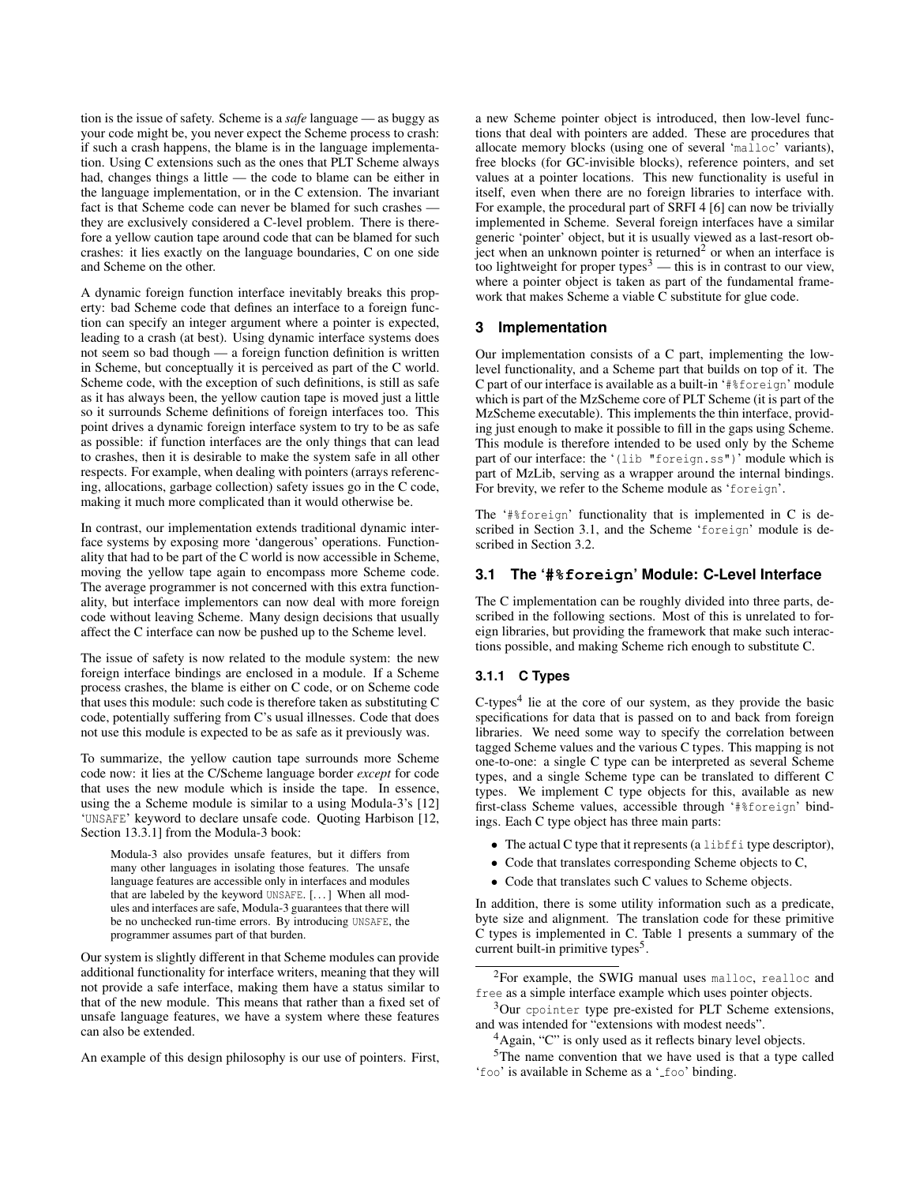tion is the issue of safety. Scheme is a *safe* language — as buggy as your code might be, you never expect the Scheme process to crash: if such a crash happens, the blame is in the language implementation. Using C extensions such as the ones that PLT Scheme always had, changes things a little — the code to blame can be either in the language implementation, or in the C extension. The invariant fact is that Scheme code can never be blamed for such crashes — they are exclusively considered a C-level problem. There is therefore a yellow caution tape around code that can be blamed for such crashes: it lies exactly on the language boundaries, C on one side and Scheme on the other.

A dynamic foreign function interface inevitably breaks this property: bad Scheme code that defines an interface to a foreign function can specify an integer argument where a pointer is expected, leading to a crash (at best). Using dynamic interface systems does not seem so bad though — a foreign function definition is written in Scheme, but conceptually it is perceived as part of the C world. Scheme code, with the exception of such definitions, is still as safe as it has always been, the yellow caution tape is moved just a little so it surrounds Scheme definitions of foreign interfaces too. This point drives a dynamic foreign interface system to try to be as safe as possible: if function interfaces are the only things that can lead to crashes, then it is desirable to make the system safe in all other respects. For example, when dealing with pointers (arrays referencing, allocations, garbage collection) safety issues go in the C code, making it much more complicated than it would otherwise be.

In contrast, our implementation extends traditional dynamic interface systems by exposing more 'dangerous' operations. Functionality that had to be part of the C world is now accessible in Scheme, moving the yellow tape again to encompass more Scheme code. The average programmer is not concerned with this extra functionality, but interface implementors can now deal with more foreign code without leaving Scheme. Many design decisions that usually affect the C interface can now be pushed up to the Scheme level.

The issue of safety is now related to the module system: the new foreign interface bindings are enclosed in a module. If a Scheme process crashes, the blame is either on C code, or on Scheme code that uses this module: such code is therefore taken as substituting C code, potentially suffering from C's usual illnesses. Code that does not use this module is expected to be as safe as it previously was.

To summarize, the yellow caution tape surrounds more Scheme code now: it lies at the C/Scheme language border *except* for code that uses the new module which is inside the tape. In essence, using the a Scheme module is similar to a using Modula-3's [12] '`UNSAFE`' keyword to declare unsafe code. Quoting Harbison [12, Section 13.3.1] from the Modula-3 book:

> Modula-3 also provides unsafe features, but it differs from many other languages in isolating those features. The unsafe language features are accessible only in interfaces and modules that are labeled by the keyword `UNSAFE`. [...] When all modules and interfaces are safe, Modula-3 guarantees that there will be no unchecked run-time errors. By introducing `UNSAFE`, the programmer assumes part of that burden.

Our system is slightly different in that Scheme modules can provide additional functionality for interface writers, meaning that they will not provide a safe interface, making them have a status similar to that of the new module. This means that rather than a fixed set of unsafe language features, we have a system where these features can also be extended.

An example of this design philosophy is our use of pointers. First, a new Scheme pointer object is introduced, then low-level functions that deal with pointers are added. These are procedures that allocate memory blocks (using one of several '`malloc`' variants), free blocks (for GC-invisible blocks), reference pointers, and set values at a pointer locations. This new functionality is useful in itself, even when there are no foreign libraries to interface with. For example, the procedural part of SRFI 4 [6] can now be trivially implemented in Scheme. Several foreign interfaces have a similar generic 'pointer' object, but it is usually viewed as a last-resort object when an unknown pointer is returned[2] or when an interface is too lightweight for proper types[3] — this is in contrast to our view, where a pointer object is taken as part of the fundamental framework that makes Scheme a viable C substitute for glue code.

## 3 Implementation

Our implementation consists of a C part, implementing the low-level functionality, and a Scheme part that builds on top of it. The C part of our interface is available as a built-in '`#%foreign`' module which is part of the MzScheme core of PLT Scheme (it is part of the MzScheme executable). This implements the thin interface, providing just enough to make it possible to fill in the gaps using Scheme. This module is therefore intended to be used only by the Scheme part of our interface: the '`(lib "foreign.ss")`' module which is part of MzLib, serving as a wrapper around the internal bindings. For brevity, we refer to the Scheme module as '`foreign`'.

The '`#%foreign`' functionality that is implemented in C is described in Section 3.1, and the Scheme '`foreign`' module is described in Section 3.2.

### 3.1 The '`#%foreign`' Module: C-Level Interface

The C implementation can be roughly divided into three parts, described in the following sections. Most of this is unrelated to foreign libraries, but providing the framework that make such interactions possible, and making Scheme rich enough to substitute C.

#### 3.1.1 C Types

C-types[4] lie at the core of our system, as they provide the basic specifications for data that is passed on to and back from foreign libraries. We need some way to specify the correlation between tagged Scheme values and the various C types. This mapping is not one-to-one: a single C type can be interpreted as several Scheme types, and a single Scheme type can be translated to different C types. We implement C type objects for this, available as new first-class Scheme values, accessible through '`#%foreign`' bindings. Each C type object has three main parts:

- The actual C type that it represents (a `libffi` type descriptor),
- Code that translates corresponding Scheme objects to C,
- Code that translates such C values to Scheme objects.

In addition, there is some utility information such as a predicate, byte size and alignment. The translation code for these primitive C types is implemented in C. Table 1 presents a summary of the current built-in primitive types[5].

---

[2] For example, the SWIG manual uses `malloc`, `realloc` and `free` as a simple interface example which uses pointer objects.

[3] Our `cpointer` type pre-existed for PLT Scheme extensions, and was intended for "extensions with modest needs".

[4] Again, "C" is only used as it reflects binary level objects.

[5] The name convention that we have used is that a type called '`foo`' is available in Scheme as a '`_foo`' binding.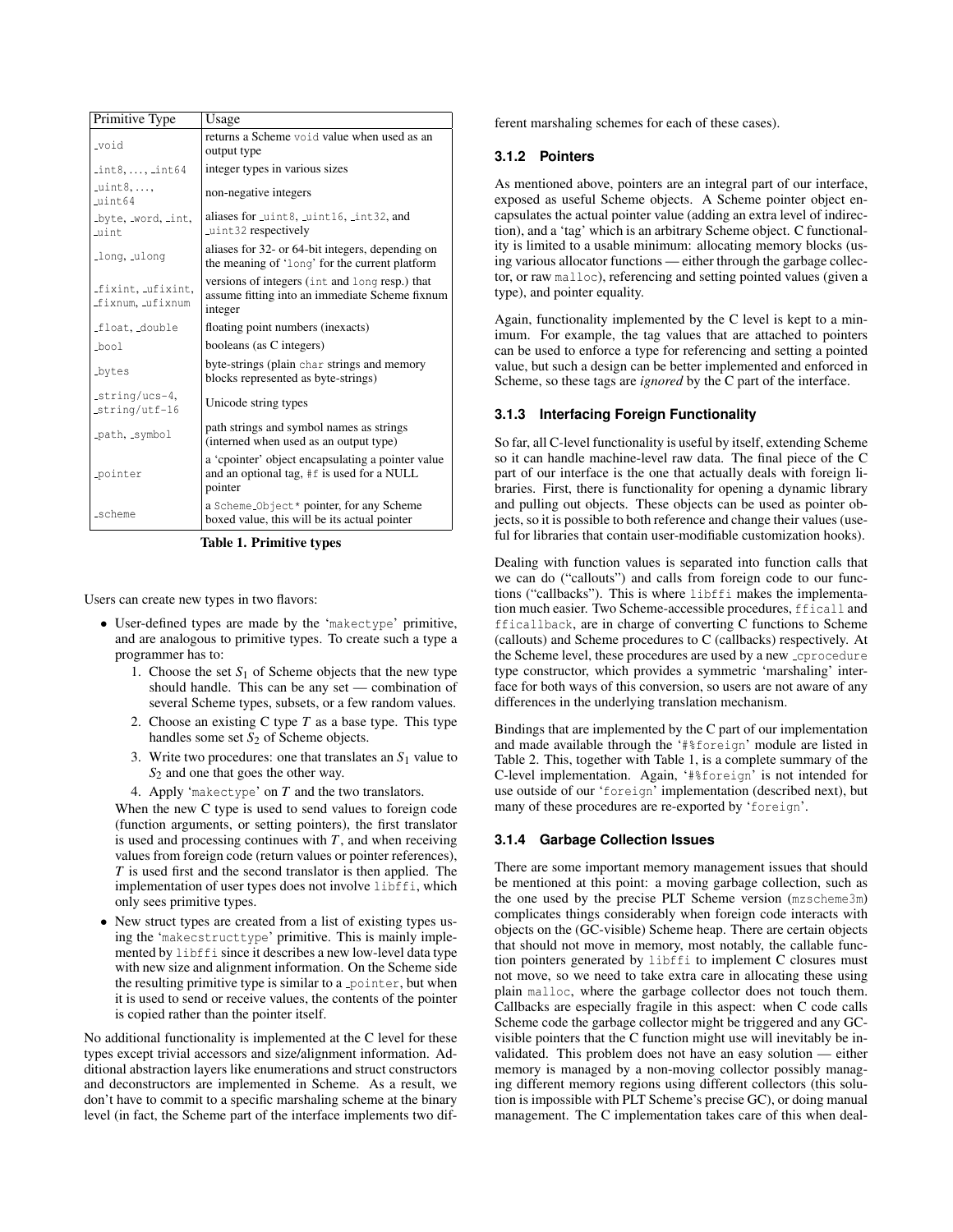| Primitive Type | Usage |
| --- | --- |
| _void | returns a Scheme void value when used as an output type |
| _int8, ..., _int64 | integer types in various sizes |
| _uint8, ..., _uint64 | non-negative integers |
| _byte, _word, _int, _uint | aliases for _uint8, _uint16, _int32, and _uint32 respectively |
| _long, _ulong | aliases for 32- or 64-bit integers, depending on the meaning of 'long' for the current platform |
| _fixint, _ufixint, _fixnum, _ufixnum | versions of integers (int and long resp.) that assume fitting into an immediate Scheme fixnum integer |
| _float, _double | floating point numbers (inexacts) |
| _bool | booleans (as C integers) |
| _bytes | byte-strings (plain char strings and memory blocks represented as byte-strings) |
| _string/ucs-4, _string/utf-16 | Unicode string types |
| _path, _symbol | path strings and symbol names as strings (interned when used as an output type) |
| _pointer | a 'cpointer' object encapsulating a pointer value and an optional tag, #f is used for a NULL pointer |
| _scheme | a Scheme_Object* pointer, for any Scheme boxed value, this will be its actual pointer |

**Table 1. Primitive types**

Users can create new types in two flavors:

- User-defined types are made by the 'makectype' primitive, and are analogous to primitive types. To create such a type a programmer has to:
  1. Choose the set $S_1$ of Scheme objects that the new type should handle. This can be any set — combination of several Scheme types, subsets, or a few random values.
  2. Choose an existing C type $T$ as a base type. This type handles some set $S_2$ of Scheme objects.
  3. Write two procedures: one that translates an $S_1$ value to $S_2$ and one that goes the other way.
  4. Apply 'makectype' on $T$ and the two translators.

  When the new C type is used to send values to foreign code (function arguments, or setting pointers), the first translator is used and processing continues with $T$, and when receiving values from foreign code (return values or pointer references), $T$ is used first and the second translator is then applied. The implementation of user types does not involve libffi, which only sees primitive types.
- New struct types are created from a list of existing types using the 'makecstructtype' primitive. This is mainly implemented by libffi since it describes a new low-level data type with new size and alignment information. On the Scheme side the resulting primitive type is similar to a _pointer, but when it is used to send or receive values, the contents of the pointer is copied rather than the pointer itself.

No additional functionality is implemented at the C level for these types except trivial accessors and size/alignment information. Additional abstraction layers like enumerations and struct constructors and deconstructors are implemented in Scheme. As a result, we don't have to commit to a specific marshaling scheme at the binary level (in fact, the Scheme part of the interface implements two different marshaling schemes for each of these cases).

### 3.1.2 Pointers

As mentioned above, pointers are an integral part of our interface, exposed as useful Scheme objects. A Scheme pointer object encapsulates the actual pointer value (adding an extra level of indirection), and a 'tag' which is an arbitrary Scheme object. C functionality is limited to a usable minimum: allocating memory blocks (using various allocator functions — either through the garbage collector, or raw malloc), referencing and setting pointed values (given a type), and pointer equality.

Again, functionality implemented by the C level is kept to a minimum. For example, the tag values that are attached to pointers can be used to enforce a type for referencing and setting a pointed value, but such a design can be better implemented and enforced in Scheme, so these tags are *ignored* by the C part of the interface.

### 3.1.3 Interfacing Foreign Functionality

So far, all C-level functionality is useful by itself, extending Scheme so it can handle machine-level raw data. The final piece of the C part of our interface is the one that actually deals with foreign libraries. First, there is functionality for opening a dynamic library and pulling out objects. These objects can be used as pointer objects, so it is possible to both reference and change their values (useful for libraries that contain user-modifiable customization hooks).

Dealing with function values is separated into function calls that we can do ("callouts") and calls from foreign code to our functions ("callbacks"). This is where libffi makes the implementation much easier. Two Scheme-accessible procedures, fficall and fficallback, are in charge of converting C functions to Scheme (callouts) and Scheme procedures to C (callbacks) respectively. At the Scheme level, these procedures are used by a new _cprocedure type constructor, which provides a symmetric 'marshaling' interface for both ways of this conversion, so users are not aware of any differences in the underlying translation mechanism.

Bindings that are implemented by the C part of our implementation and made available through the '#%foreign' module are listed in Table 2. This, together with Table 1, is a complete summary of the C-level implementation. Again, '#%foreign' is not intended for use outside of our 'foreign' implementation (described next), but many of these procedures are re-exported by 'foreign'.

### 3.1.4 Garbage Collection Issues

There are some important memory management issues that should be mentioned at this point: a moving garbage collection, such as the one used by the precise PLT Scheme version (mzscheme3m) complicates things considerably when foreign code interacts with objects on the (GC-visible) Scheme heap. There are certain objects that should not move in memory, most notably, the callable function pointers generated by libffi to implement C closures must not move, so we need to take extra care in allocating these using plain malloc, where the garbage collector does not touch them. Callbacks are especially fragile in this aspect: when C code calls Scheme code the garbage collector might be triggered and any GC-visible pointers that the C function might use will inevitably be invalidated. This problem does not have an easy solution — either memory is managed by a non-moving collector possibly managing different memory regions using different collectors (this solution is impossible with PLT Scheme's precise GC), or doing manual management. The C implementation takes care of this when deal-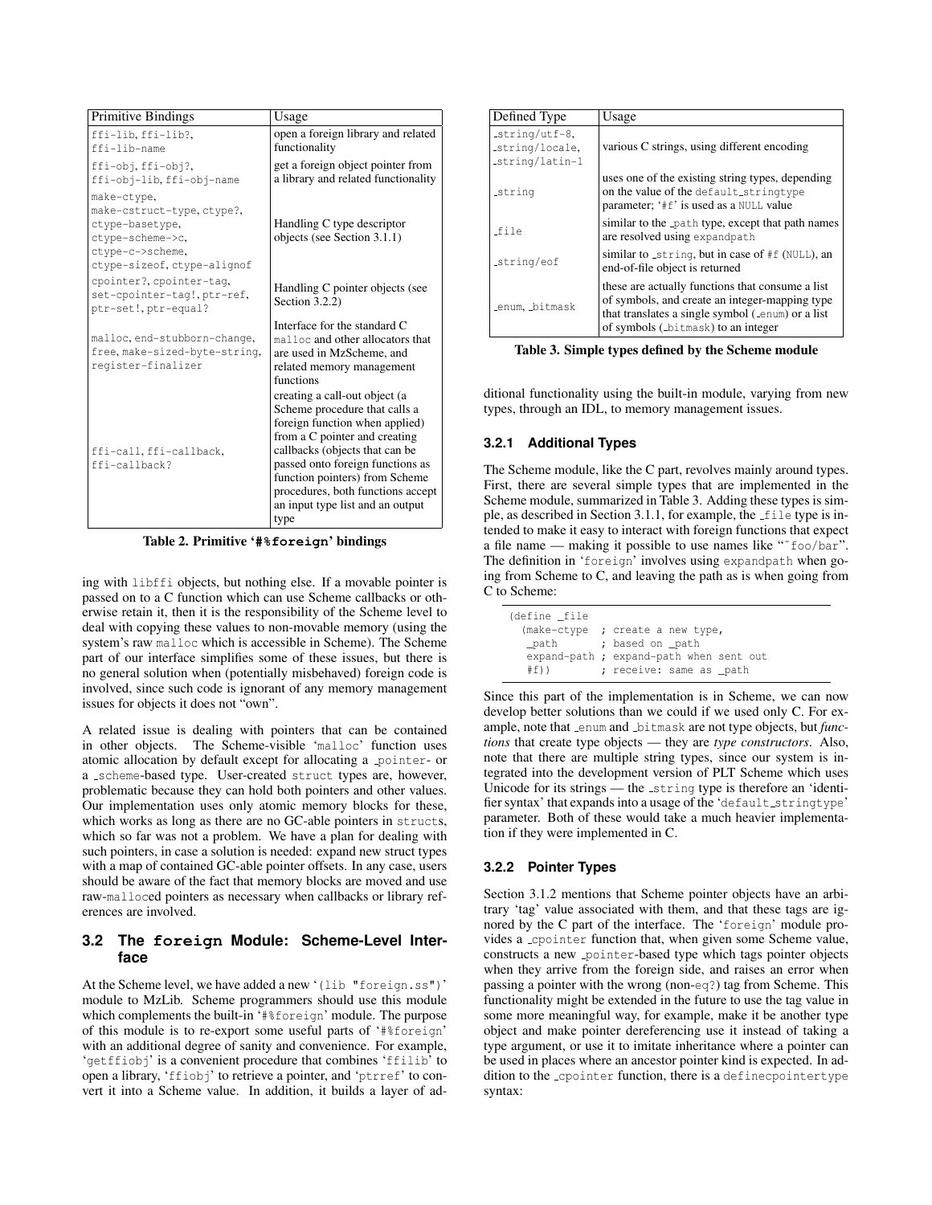| Primitive Bindings | Usage |
|---|---|
| ffi-lib, ffi-lib?, ffi-lib-name | open a foreign library and related functionality |
| ffi-obj, ffi-obj?, ffi-obj-lib, ffi-obj-name | get a foreign object pointer from a library and related functionality |
| make-ctype, make-cstruct-type, ctype?, ctype-basetype, ctype-scheme->c, ctype-c->scheme, ctype-sizeof, ctype-alignof | Handling C type descriptor objects (see Section 3.1.1) |
| cpointer?, cpointer-tag, set-cpointer-tag!, ptr-ref, ptr-set!, ptr-equal? | Handling C pointer objects (see Section 3.2.2) |
| malloc, end-stubborn-change, free, make-sized-byte-string, register-finalizer | Interface for the standard C malloc and other allocators that are used in MzScheme, and related memory management functions |
| ffi-call, ffi-callback, ffi-callback? | creating a call-out object (a Scheme procedure that calls a foreign function when applied) from a C pointer and creating callbacks (objects that can be passed onto foreign functions as function pointers) from Scheme procedures, both functions accept an input type list and an output type |

**Table 2. Primitive '#%foreign' bindings**

ing with libffi objects, but nothing else. If a movable pointer is passed on to a C function which can use Scheme callbacks or otherwise retain it, then it is the responsibility of the Scheme level to deal with copying these values to non-movable memory (using the system's raw malloc which is accessible in Scheme). The Scheme part of our interface simplifies some of these issues, but there is no general solution when (potentially misbehaved) foreign code is involved, since such code is ignorant of any memory management issues for objects it does not "own".

A related issue is dealing with pointers that can be contained in other objects. The Scheme-visible 'malloc' function uses atomic allocation by default except for allocating a _pointer- or a _scheme-based type. User-created struct types are, however, problematic because they can hold both pointers and other values. Our implementation uses only atomic memory blocks for these, which works as long as there are no GC-able pointers in structs, which so far was not a problem. We have a plan for dealing with such pointers, in case a solution is needed: expand new struct types with a map of contained GC-able pointer offsets. In any case, users should be aware of the fact that memory blocks are moved and use raw-malloced pointers as necessary when callbacks or library references are involved.

### 3.2 The foreign Module: Scheme-Level Interface

At the Scheme level, we have added a new '(lib "foreign.ss")' module to MzLib. Scheme programmers should use this module which complements the built-in '#%foreign' module. The purpose of this module is to re-export some useful parts of '#%foreign' with an additional degree of sanity and convenience. For example, 'getffiobj' is a convenient procedure that combines 'ffilib' to open a library, 'ffiobj' to retrieve a pointer, and 'ptrref' to convert it into a Scheme value. In addition, it builds a layer of additional functionality using the built-in module, varying from new types, through an IDL, to memory management issues.

| Defined Type | Usage |
|---|---|
| _string/utf-8, _string/locale, _string/latin-1 | various C strings, using different encoding |
| _string | uses one of the existing string types, depending on the value of the default_stringtype parameter; '#f' is used as a NULL value |
| _file | similar to the _path type, except that path names are resolved using expandpath |
| _string/eof | similar to _string, but in case of #f (NULL), an end-of-file object is returned |
| _enum, _bitmask | these are actually functions that consume a list of symbols, and create an integer-mapping type that translates a single symbol (_enum) or a list of symbols (_bitmask) to an integer |

**Table 3. Simple types defined by the Scheme module**

#### 3.2.1 Additional Types

The Scheme module, like the C part, revolves mainly around types. First, there are several simple types that are implemented in the Scheme module, summarized in Table 3. Adding these types is simple, as described in Section 3.1.1, for example, the _file type is intended to make it easy to interact with foreign functions that expect a file name — making it possible to use names like "~foo/bar". The definition in 'foreign' involves using expandpath when going from Scheme to C, and leaving the path as is when going from C to Scheme:

```
(define _file
  (make-ctype  ; create a new type,
   _path       ; based on _path
   expand-path ; expand-path when sent out
   #f))        ; receive: same as _path
```

Since this part of the implementation is in Scheme, we can now develop better solutions than we could if we used only C. For example, note that _enum and _bitmask are not type objects, but *functions* that create type objects — they are *type constructors*. Also, note that there are multiple string types, since our system is integrated into the development version of PLT Scheme which uses Unicode for its strings — the _string type is therefore an 'identifier syntax' that expands into a usage of the 'default_stringtype' parameter. Both of these would take a much heavier implementation if they were implemented in C.

#### 3.2.2 Pointer Types

Section 3.1.2 mentions that Scheme pointer objects have an arbitrary 'tag' value associated with them, and that these tags are ignored by the C part of the interface. The 'foreign' module provides a _cpointer function that, when given some Scheme value, constructs a new _pointer-based type which tags pointer objects when they arrive from the foreign side, and raises an error when passing a pointer with the wrong (non-eq?) tag from Scheme. This functionality might be extended in the future to use the tag value in some more meaningful way, for example, make it be another type object and make pointer dereferencing use it instead of taking a type argument, or use it to imitate inheritance where a pointer can be used in places where an ancestor pointer kind is expected. In addition to the _cpointer function, there is a definecpointertype syntax: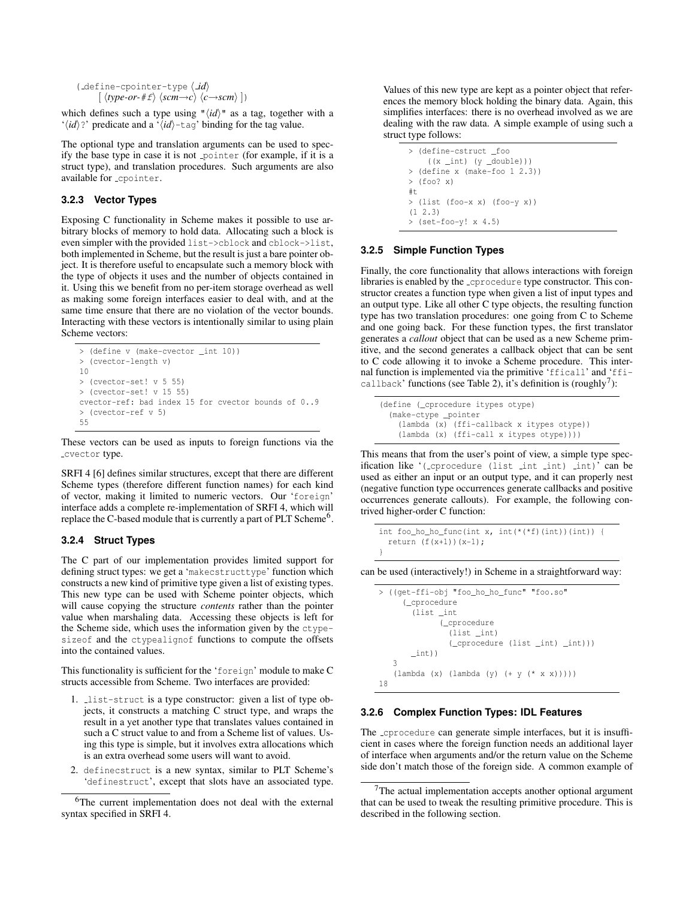```
(_define-cpointer-type ⟨_id⟩
    [ ⟨type-or-#f⟩ ⟨scm→c⟩ ⟨c→scm⟩ ])
```

which defines such a type using "⟨id⟩" as a tag, together with a '⟨id⟩?' predicate and a '⟨id⟩-tag' binding for the tag value.

The optional type and translation arguments can be used to specify the base type in case it is not _pointer (for example, if it is a struct type), and translation procedures. Such arguments are also available for _cpointer.

### 3.2.3 Vector Types

Exposing C functionality in Scheme makes it possible to use arbitrary blocks of memory to hold data. Allocating such a block is even simpler with the provided list->cblock and cblock->list, both implemented in Scheme, but the result is just a bare pointer object. It is therefore useful to encapsulate such a memory block with the type of objects it uses and the number of objects contained in it. Using this we benefit from no per-item storage overhead as well as making some foreign interfaces easier to deal with, and at the same time ensure that there are no violation of the vector bounds. Interacting with these vectors is intentionally similar to using plain Scheme vectors:

```
> (define v (make-cvector _int 10))
> (cvector-length v)
10
> (cvector-set! v 5 55)
> (cvector-set! v 15 55)
cvector-ref: bad index 15 for cvector bounds of 0..9
> (cvector-ref v 5)
55
```

These vectors can be used as inputs to foreign functions via the _cvector type.

SRFI 4 [6] defines similar structures, except that there are different Scheme types (therefore different function names) for each kind of vector, making it limited to numeric vectors. Our 'foreign' interface adds a complete re-implementation of SRFI 4, which will replace the C-based module that is currently a part of PLT Scheme[6].

### 3.2.4 Struct Types

The C part of our implementation provides limited support for defining struct types: we get a 'makecstructtype' function which constructs a new kind of primitive type given a list of existing types. This new type can be used with Scheme pointer objects, which will cause copying the structure *contents* rather than the pointer value when marshaling data. Accessing these objects is left for the Scheme side, which uses the information given by the ctypesizeof and the ctypealignof functions to compute the offsets into the contained values.

This functionality is sufficient for the 'foreign' module to make C structs accessible from Scheme. Two interfaces are provided:

1. _list-struct is a type constructor: given a list of type objects, it constructs a matching C struct type, and wraps the result in a yet another type that translates values contained in such a C struct value to and from a Scheme list of values. Using this type is simple, but it involves extra allocations which is an extra overhead some users will want to avoid.
2. definecstruct is a new syntax, similar to PLT Scheme's 'definestruct', except that slots have an associated type.

[6]The current implementation does not deal with the external syntax specified in SRFI 4.

Values of this new type are kept as a pointer object that references the memory block holding the binary data. Again, this simplifies interfaces: there is no overhead involved as we are dealing with the raw data. A simple example of using such a struct type follows:

```
> (define-cstruct _foo
    ((x _int) (y _double)))
> (define x (make-foo 1 2.3))
> (foo? x)
#t
> (list (foo-x x) (foo-y x))
(1 2.3)
> (set-foo-y! x 4.5)
```

### 3.2.5 Simple Function Types

Finally, the core functionality that allows interactions with foreign libraries is enabled by the _cprocedure type constructor. This constructor creates a function type when given a list of input types and an output type. Like all other C type objects, the resulting function type has two translation procedures: one going from C to Scheme and one going back. For these function types, the first translator generates a *callout* object that can be used as a new Scheme primitive, and the second generates a callback object that can be sent to C code allowing it to invoke a Scheme procedure. This internal function is implemented via the primitive 'fficall' and 'fficallback' functions (see Table 2), it's definition is (roughly[7]):

```
(define (_cprocedure itypes otype)
  (make-ctype _pointer
    (lambda (x) (ffi-callback x itypes otype))
    (lambda (x) (ffi-call x itypes otype))))
```

This means that from the user's point of view, a simple type specification like '(_cprocedure (list _int _int) _int)' can be used as either an input or an output type, and it can properly nest (negative function type occurrences generate callbacks and positive occurrences generate callouts). For example, the following contrived higher-order C function:

```
int foo_ho_ho_func(int x, int(*(*f)(int))(int)) {
  return (f(x+1))(x-1);
}
```

can be used (interactively!) in Scheme in a straightforward way:

```
> ((get-ffi-obj "foo_ho_ho_func" "foo.so"
    (_cprocedure
      (list _int
            (_cprocedure
              (list _int)
              (_cprocedure (list _int) _int)))
      _int))
   3
   (lambda (x) (lambda (y) (+ y (* x x)))))
18
```

### 3.2.6 Complex Function Types: IDL Features

The _cprocedure can generate simple interfaces, but it is insufficient in cases where the foreign function needs an additional layer of interface when arguments and/or the return value on the Scheme side don't match those of the foreign side. A common example of

[7]The actual implementation accepts another optional argument that can be used to tweak the resulting primitive procedure. This is described in the following section.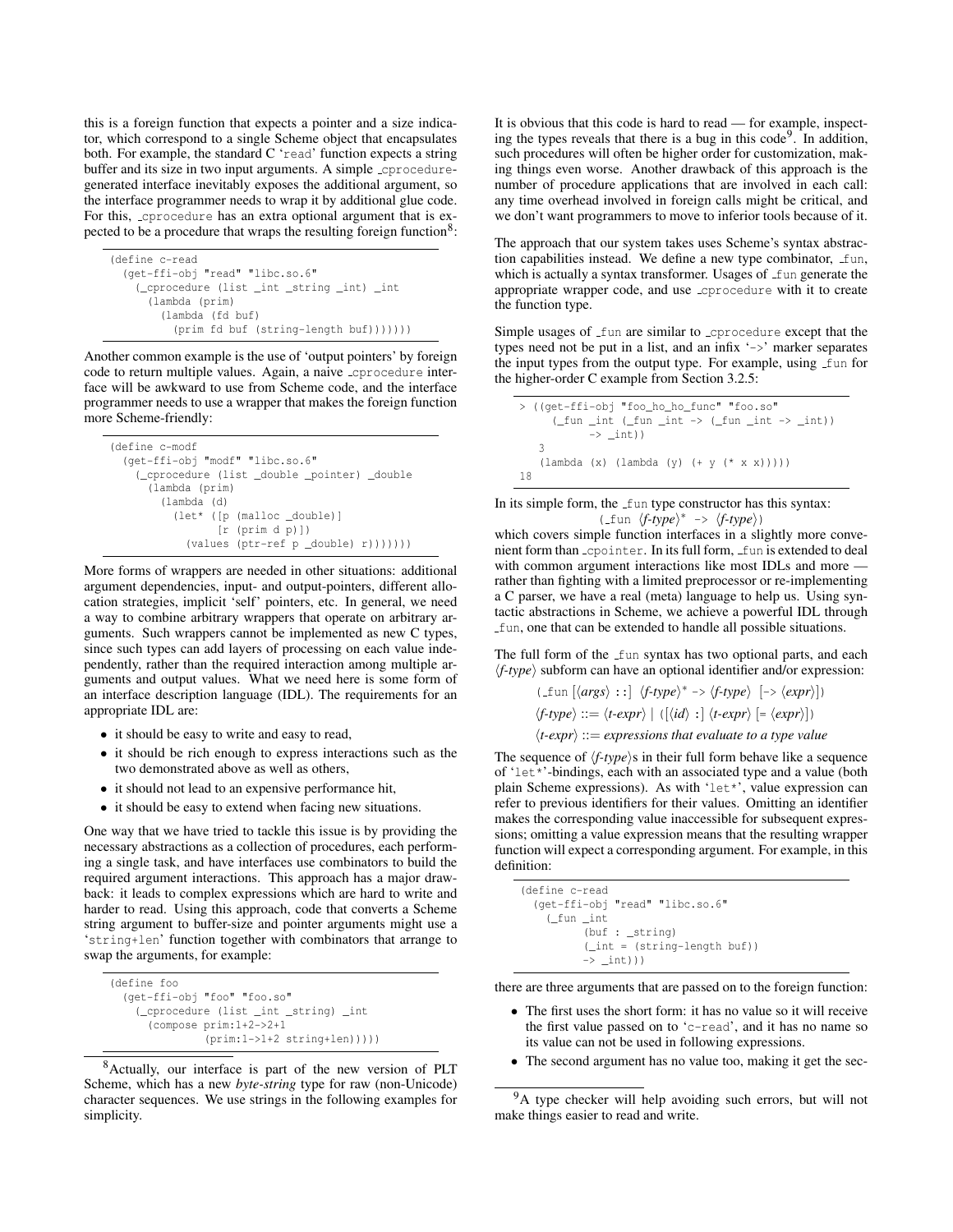this is a foreign function that expects a pointer and a size indicator, which correspond to a single Scheme object that encapsulates both. For example, the standard C 'read' function expects a string buffer and its size in two input arguments. A simple _cprocedure-generated interface inevitably exposes the additional argument, so the interface programmer needs to wrap it by additional glue code. For this, _cprocedure has an extra optional argument that is expected to be a procedure that wraps the resulting foreign function[8]:

```
(define c-read
  (get-ffi-obj "read" "libc.so.6"
    (_cprocedure (list _int _string _int) _int
      (lambda (prim)
        (lambda (fd buf)
          (prim fd buf (string-length buf)))))))
```

Another common example is the use of 'output pointers' by foreign code to return multiple values. Again, a naive _cprocedure interface will be awkward to use from Scheme code, and the interface programmer needs to use a wrapper that makes the foreign function more Scheme-friendly:

```
(define c-modf
  (get-ffi-obj "modf" "libc.so.6"
    (_cprocedure (list _double _pointer) _double
      (lambda (prim)
        (lambda (d)
          (let* ([p (malloc _double)]
                 [r (prim d p)])
            (values (ptr-ref p _double) r)))))))
```

More forms of wrappers are needed in other situations: additional argument dependencies, input- and output-pointers, different allocation strategies, implicit 'self' pointers, etc. In general, we need a way to combine arbitrary wrappers that operate on arbitrary arguments. Such wrappers cannot be implemented as new C types, since such types can add layers of processing on each value independently, rather than the required interaction among multiple arguments and output values. What we need here is some form of an interface description language (IDL). The requirements for an appropriate IDL are:

- it should be easy to write and easy to read,
- it should be rich enough to express interactions such as the two demonstrated above as well as others,
- it should not lead to an expensive performance hit,
- it should be easy to extend when facing new situations.

One way that we have tried to tackle this issue is by providing the necessary abstractions as a collection of procedures, each performing a single task, and have interfaces use combinators to build the required argument interactions. This approach has a major drawback: it leads to complex expressions which are hard to write and harder to read. Using this approach, code that converts a Scheme string argument to buffer-size and pointer arguments might use a 'string+len' function together with combinators that arrange to swap the arguments, for example:

```
(define foo
  (get-ffi-obj "foo" "foo.so"
    (_cprocedure (list _int _string) _int
      (compose prim:1+2->2+1
               (prim:1->1+2 string+len)))))
```

[8] Actually, our interface is part of the new version of PLT Scheme, which has a new *byte-string* type for raw (non-Unicode) character sequences. We use strings in the following examples for simplicity.

It is obvious that this code is hard to read — for example, inspecting the types reveals that there is a bug in this code[9]. In addition, such procedures will often be higher order for customization, making things even worse. Another drawback of this approach is the number of procedure applications that are involved in each call: any time overhead involved in foreign calls might be critical, and we don't want programmers to move to inferior tools because of it.

The approach that our system takes uses Scheme's syntax abstraction capabilities instead. We define a new type combinator, _fun, which is actually a syntax transformer. Usages of _fun generate the appropriate wrapper code, and use _cprocedure with it to create the function type.

Simple usages of _fun are similar to _cprocedure except that the types need not be put in a list, and an infix '->' marker separates the input types from the output type. For example, using _fun for the higher-order C example from Section 3.2.5:

```
> ((get-ffi-obj "foo_ho_ho_func" "foo.so"
     (_fun _int (_fun _int -> (_fun _int -> _int))
           -> _int))
   3
   (lambda (x) (lambda (y) (+ y (* x x)))))
18
```

In its simple form, the _fun type constructor has this syntax:

(_fun ⟨*f-type*⟩* -> ⟨*f-type*⟩)

which covers simple function interfaces in a slightly more convenient form than _cpointer. In its full form, _fun is extended to deal with common argument interactions like most IDLs and more — rather than fighting with a limited preprocessor or re-implementing a C parser, we have a real (meta) language to help us. Using syntactic abstractions in Scheme, we achieve a powerful IDL through _fun, one that can be extended to handle all possible situations.

The full form of the _fun syntax has two optional parts, and each ⟨*f-type*⟩ subform can have an optional identifier and/or expression:

(_fun [⟨*args*⟩ ::] ⟨*f-type*⟩* -> ⟨*f-type*⟩ [-> ⟨*expr*⟩])

⟨*f-type*⟩ ::= ⟨*t-expr*⟩ | ([⟨*id*⟩ :] ⟨*t-expr*⟩ [= ⟨*expr*⟩])

⟨*t-expr*⟩ ::= *expressions that evaluate to a type value*

The sequence of ⟨*f-type*⟩s in their full form behave like a sequence of 'let*'-bindings, each with an associated type and a value (both plain Scheme expressions). As with 'let*', value expression can refer to previous identifiers for their values. Omitting an identifier makes the corresponding value inaccessible for subsequent expressions; omitting a value expression means that the resulting wrapper function will expect a corresponding argument. For example, in this definition:

```
(define c-read
  (get-ffi-obj "read" "libc.so.6"
    (_fun _int
          (buf : _string)
          (_int = (string-length buf))
          -> _int)))
```

there are three arguments that are passed on to the foreign function:

- The first uses the short form: it has no value so it will receive the first value passed on to 'c-read', and it has no name so its value can not be used in following expressions.
- The second argument has no value too, making it get the sec-

[9] A type checker will help avoiding such errors, but will not make things easier to read and write.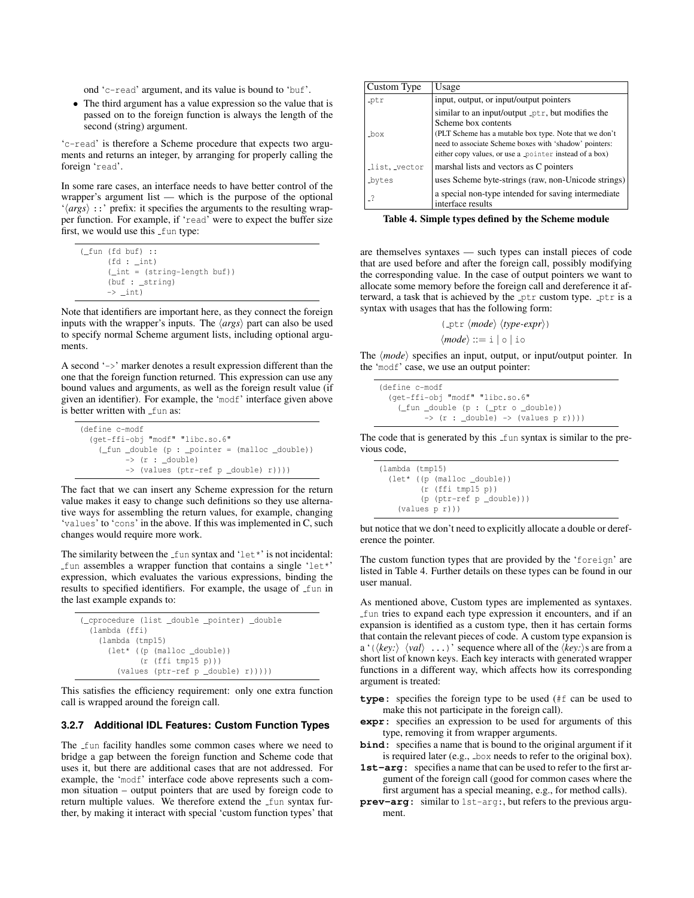ond 'c-read' argument, and its value is bound to 'buf'.

- The third argument has a value expression so the value that is passed on to the foreign function is always the length of the second (string) argument.

'c-read' is therefore a Scheme procedure that expects two arguments and returns an integer, by arranging for properly calling the foreign 'read'.

In some rare cases, an interface needs to have better control of the wrapper's argument list — which is the purpose of the optional '⟨*args*⟩ ::' prefix: it specifies the arguments to the resulting wrapper function. For example, if 'read' were to expect the buffer size first, we would use this _fun type:

```
(_fun (fd buf) ::
      (fd : _int)
      (_int = (string-length buf))
      (buf : _string)
      -> _int)
```

Note that identifiers are important here, as they connect the foreign inputs with the wrapper's inputs. The ⟨*args*⟩ part can also be used to specify normal Scheme argument lists, including optional arguments.

A second '->' marker denotes a result expression different than the one that the foreign function returned. This expression can use any bound values and arguments, as well as the foreign result value (if given an identifier). For example, the 'modf' interface given above is better written with _fun as:

```
(define c-modf
  (get-ffi-obj "modf" "libc.so.6"
    (_fun _double (p : _pointer = (malloc _double))
          -> (r : _double)
          -> (values (ptr-ref p _double) r))))
```

The fact that we can insert any Scheme expression for the return value makes it easy to change such definitions so they use alternative ways for assembling the return values, for example, changing 'values' to 'cons' in the above. If this was implemented in C, such changes would require more work.

The similarity between the _fun syntax and 'let*' is not incidental: _fun assembles a wrapper function that contains a single 'let*' expression, which evaluates the various expressions, binding the results to specified identifiers. For example, the usage of _fun in the last example expands to:

```
(_cprocedure (list _double _pointer) _double
  (lambda (ffi)
    (lambda (tmp15)
      (let* ((p (malloc _double))
             (r (ffi tmp15 p)))
        (values (ptr-ref p _double) r)))))
```

This satisfies the efficiency requirement: only one extra function call is wrapped around the foreign call.

### 3.2.7 Additional IDL Features: Custom Function Types

The _fun facility handles some common cases where we need to bridge a gap between the foreign function and Scheme code that uses it, but there are additional cases that are not addressed. For example, the 'modf' interface code above represents such a common situation – output pointers that are used by foreign code to return multiple values. We therefore extend the _fun syntax further, by making it interact with special 'custom function types' that

| Custom Type | Usage |
|---|---|
| _ptr | input, output, or input/output pointers |
| _box | similar to an input/output _ptr, but modifies the Scheme box contents (PLT Scheme has a mutable box type. Note that we don't need to associate Scheme boxes with 'shadow' pointers: either copy values, or use a _pointer instead of a box) |
| _list, _vector | marshal lists and vectors as C pointers |
| _bytes | uses Scheme byte-strings (raw, non-Unicode strings) |
| _? | a special non-type intended for saving intermediate interface results |

**Table 4. Simple types defined by the Scheme module**

are themselves syntaxes — such types can install pieces of code that are used before and after the foreign call, possibly modifying the corresponding value. In the case of output pointers we want to allocate some memory before the foreign call and dereference it afterward, a task that is achieved by the _ptr custom type. _ptr is a syntax with usages that has the following form:

$$(\texttt{\_ptr}\ \langle mode\rangle\ \langle type\text{-}expr\rangle)$$

$$\langle mode\rangle ::= \texttt{i} \mid \texttt{o} \mid \texttt{io}$$

The ⟨*mode*⟩ specifies an input, output, or input/output pointer. In the 'modf' case, we use an output pointer:

```
(define c-modf
  (get-ffi-obj "modf" "libc.so.6"
    (_fun _double (p : (_ptr o _double))
          -> (r : _double) -> (values p r))))
```

The code that is generated by this _fun syntax is similar to the previous code,

```
(lambda (tmp15)
  (let* ((p (malloc _double))
         (r (ffi tmp15 p))
         (p (ptr-ref p _double)))
    (values p r)))
```

but notice that we don't need to explicitly allocate a double or dereference the pointer.

The custom function types that are provided by the 'foreign' are listed in Table 4. Further details on these types can be found in our user manual.

As mentioned above, Custom types are implemented as syntaxes. _fun tries to expand each type expression it encounters, and if an expansion is identified as a custom type, then it has certain forms that contain the relevant pieces of code. A custom type expansion is a '(⟨*key:*⟩ ⟨*val*⟩ ...)' sequence where all of the ⟨*key:*⟩s are from a short list of known keys. Each key interacts with generated wrapper functions in a different way, which affects how its corresponding argument is treated:

- **type:** specifies the foreign type to be used (#f can be used to make this not participate in the foreign call).
- **expr:** specifies an expression to be used for arguments of this type, removing it from wrapper arguments.
- **bind:** specifies a name that is bound to the original argument if it is required later (e.g., _box needs to refer to the original box).
- **1st-arg:** specifies a name that can be used to refer to the first argument of the foreign call (good for common cases where the first argument has a special meaning, e.g., for method calls).
- **prev-arg:** similar to 1st-arg:, but refers to the previous argument.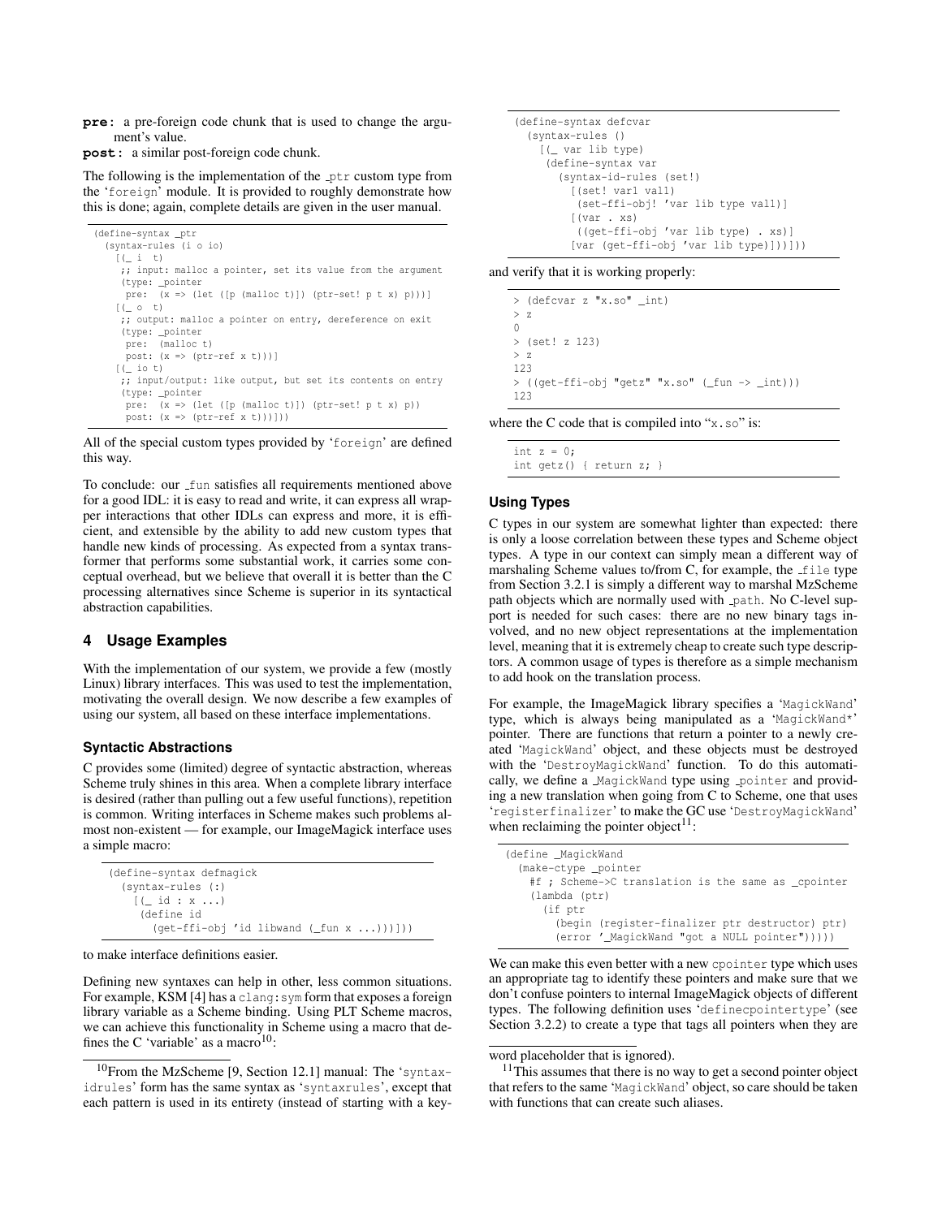**pre:** a pre-foreign code chunk that is used to change the argument's value.

**post:** a similar post-foreign code chunk.

The following is the implementation of the _ptr custom type from the 'foreign' module. It is provided to roughly demonstrate how this is done; again, complete details are given in the user manual.

```
(define-syntax _ptr
  (syntax-rules (i o io)
    [(_ i  t)
     ;; input: malloc a pointer, set its value from the argument
     (type: _pointer
      pre:  (x => (let ([p (malloc t)]) (ptr-set! p t x) p)))]
    [(_ o  t)
     ;; output: malloc a pointer on entry, dereference on exit
     (type: _pointer
      pre:  (malloc t)
      post: (x => (ptr-ref x t)))]
    [(_ io t)
     ;; input/output: like output, but set its contents on entry
     (type: _pointer
      pre:  (x => (let ([p (malloc t)]) (ptr-set! p t x) p))
      post: (x => (ptr-ref x t)))]))
```

All of the special custom types provided by 'foreign' are defined this way.

To conclude: our _fun satisfies all requirements mentioned above for a good IDL: it is easy to read and write, it can express all wrapper interactions that other IDLs can express and more, it is efficient, and extensible by the ability to add new custom types that handle new kinds of processing. As expected from a syntax transformer that performs some substantial work, it carries some conceptual overhead, but we believe that overall it is better than the C processing alternatives since Scheme is superior in its syntactical abstraction capabilities.

## 4 Usage Examples

With the implementation of our system, we provide a few (mostly Linux) library interfaces. This was used to test the implementation, motivating the overall design. We now describe a few examples of using our system, all based on these interface implementations.

### Syntactic Abstractions

C provides some (limited) degree of syntactic abstraction, whereas Scheme truly shines in this area. When a complete library interface is desired (rather than pulling out a few useful functions), repetition is common. Writing interfaces in Scheme makes such problems almost non-existent — for example, our ImageMagick interface uses a simple macro:

```
(define-syntax defmagick
  (syntax-rules (:)
    [(_ id : x ...)
     (define id
       (get-ffi-obj 'id libwand (_fun x ...)))]))
```

to make interface definitions easier.

Defining new syntaxes can help in other, less common situations. For example, KSM [4] has a clang:sym form that exposes a foreign library variable as a Scheme binding. Using PLT Scheme macros, we can achieve this functionality in Scheme using a macro that defines the C 'variable' as a macro[10]:

```
(define-syntax defcvar
  (syntax-rules ()
    [(_ var lib type)
     (define-syntax var
       (syntax-id-rules (set!)
         [(set! var1 val1)
          (set-ffi-obj! 'var lib type val1)]
         [(var . xs)
          ((get-ffi-obj 'var lib type) . xs)]
         [var (get-ffi-obj 'var lib type)]))]))
```

and verify that it is working properly:

```
> (defcvar z "x.so" _int)
> z
0
> (set! z 123)
> z
123
> ((get-ffi-obj "getz" "x.so" (_fun -> _int)))
123
```

where the C code that is compiled into "x.so" is:

```
int z = 0;
int getz() { return z; }
```

### Using Types

C types in our system are somewhat lighter than expected: there is only a loose correlation between these types and Scheme object types. A type in our context can simply mean a different way of marshaling Scheme values to/from C, for example, the _file type from Section 3.2.1 is simply a different way to marshal MzScheme path objects which are normally used with _path. No C-level support is needed for such cases: there are no new binary tags involved, and no new object representations at the implementation level, meaning that it is extremely cheap to create such type descriptors. A common usage of types is therefore as a simple mechanism to add hook on the translation process.

For example, the ImageMagick library specifies a 'MagickWand' type, which is always being manipulated as a 'MagickWand*' pointer. There are functions that return a pointer to a newly created 'MagickWand' object, and these objects must be destroyed with the 'DestroyMagickWand' function. To do this automatically, we define a _MagickWand type using _pointer and providing a new translation when going from C to Scheme, one that uses 'registerfinalizer' to make the GC use 'DestroyMagickWand' when reclaiming the pointer object[11]:

```
(define _MagickWand
  (make-ctype _pointer
    #f ; Scheme->C translation is the same as _cpointer
    (lambda (ptr)
      (if ptr
        (begin (register-finalizer ptr destructor) ptr)
        (error '_MagickWand "got a NULL pointer")))))
```

We can make this even better with a new cpointer type which uses an appropriate tag to identify these pointers and make sure that we don't confuse pointers to internal ImageMagick objects of different types. The following definition uses 'definecpointertype' (see Section 3.2.2) to create a type that tags all pointers when they are

---

[10] From the MzScheme [9, Section 12.1] manual: The 'syntax-idrules' form has the same syntax as 'syntaxrules', except that each pattern is used in its entirety (instead of starting with a keyword placeholder that is ignored).

[11] This assumes that there is no way to get a second pointer object that refers to the same 'MagickWand' object, so care should be taken with functions that can create such aliases.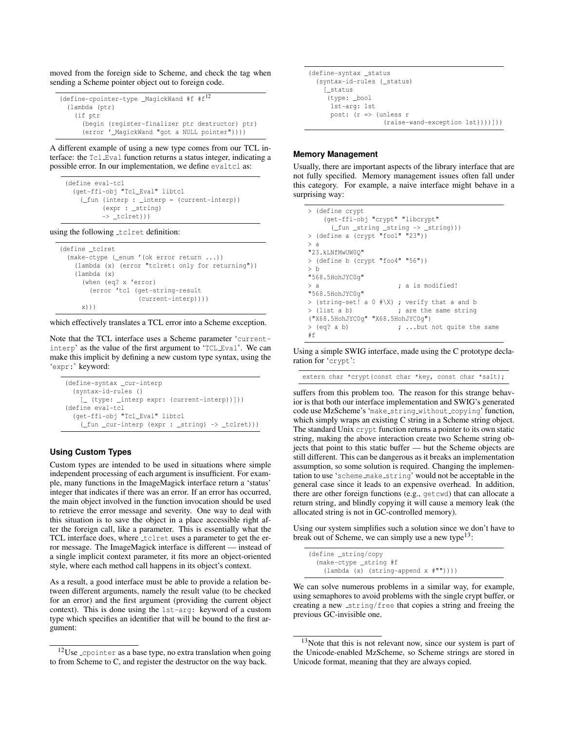moved from the foreign side to Scheme, and check the tag when sending a Scheme pointer object out to foreign code.

```
(define-cpointer-type _MagickWand #f #f
  (lambda (ptr)
    (if ptr
      (begin (register-finalizer ptr destructor) ptr)
      (error '_MagickWand "got a NULL pointer"))))
```

[12]

A different example of using a new type comes from our TCL interface: the Tcl_Eval function returns a status integer, indicating a possible error. In our implementation, we define evaltcl as:

```
(define eval-tcl
  (get-ffi-obj "Tcl_Eval" libtcl
    (_fun (interp : _interp = (current-interp))
          (expr : _string)
          -> _tclret)))
```

using the following _tclret definition:

```
(define _tclret
  (make-ctype (_enum '(ok error return ...))
    (lambda (x) (error "tclret: only for returning"))
    (lambda (x)
      (when (eq? x 'error)
        (error 'tcl (get-string-result
                    (current-interp))))
      x)))
```

which effectively translates a TCL error into a Scheme exception.

Note that the TCL interface uses a Scheme parameter 'current-interp' as the value of the first argument to 'TCL_Eval'. We can make this implicit by defining a new custom type syntax, using the 'expr:' keyword:

```
(define-syntax _cur-interp
  (syntax-id-rules ()
    [_ (type: _interp expr: (current-interp))]))
(define eval-tcl
  (get-ffi-obj "Tcl_Eval" libtcl
    (_fun _cur-interp (expr : _string) -> _tclret)))
```

### Using Custom Types

Custom types are intended to be used in situations where simple independent processing of each argument is insufficient. For example, many functions in the ImageMagick interface return a 'status' integer that indicates if there was an error. If an error has occurred, the main object involved in the function invocation should be used to retrieve the error message and severity. One way to deal with this situation is to save the object in a place accessible right after the foreign call, like a parameter. This is essentially what the TCL interface does, where _tclret uses a parameter to get the error message. The ImageMagick interface is different — instead of a single implicit context parameter, it fits more an object-oriented style, where each method call happens in its object's context.

As a result, a good interface must be able to provide a relation between different arguments, namely the result value (to be checked for an error) and the first argument (providing the current object context). This is done using the 1st-arg: keyword of a custom type which specifies an identifier that will be bound to the first argument:

```
(define-syntax _status
  (syntax-id-rules (_status)
    [_status
     (type: _bool
      1st-arg: 1st
      post: (r => (unless r
                    (raise-wand-exception 1st))))]))
```

### Memory Management

Usually, there are important aspects of the library interface that are not fully specified. Memory management issues often fall under this category. For example, a naive interface might behave in a surprising way:

```
> (define crypt
    (get-ffi-obj "crypt" "libcrypt"
      (_fun _string _string -> _string)))
> (define a (crypt "foo1" "23"))
> a
"23.kLNfMwUW0Q"
> (define b (crypt "foo4" "56"))
> b
"568.5HohJYC0g"
> a                      ; a is modified!
"568.5HohJYC0g"
> (string-set! a 0 #\X) ; verify that a and b
> (list a b)            ; are the same string
("X68.5HohJYC0g" "X68.5HohJYC0g")
> (eq? a b)             ; ...but not quite the same
#f
```

Using a simple SWIG interface, made using the C prototype declaration for 'crypt':

```
extern char *crypt(const char *key, const char *salt);
```

suffers from this problem too. The reason for this strange behavior is that both our interface implementation and SWIG's generated code use MzScheme's 'make_string_without_copying' function, which simply wraps an existing C string in a Scheme string object. The standard Unix crypt function returns a pointer to its own static string, making the above interaction create two Scheme string objects that point to this static buffer — but the Scheme objects are still different. This can be dangerous as it breaks an implementation assumption, so some solution is required. Changing the implementation to use 'scheme_make_string' would not be acceptable in the general case since it leads to an expensive overhead. In addition, there are other foreign functions (e.g., getcwd) that can allocate a return string, and blindly copying it will cause a memory leak (the allocated string is not in GC-controlled memory).

Using our system simplifies such a solution since we don't have to break out of Scheme, we can simply use a new type[13]:

```
(define _string/copy
  (make-ctype _string #f
    (lambda (x) (string-append x #""))))
```

We can solve numerous problems in a similar way, for example, using semaphores to avoid problems with the single crypt buffer, or creating a new _string/free that copies a string and freeing the previous GC-invisible one.

---

[12]Use _cpointer as a base type, no extra translation when going to from Scheme to C, and register the destructor on the way back.

[13]Note that this is not relevant now, since our system is part of the Unicode-enabled MzScheme, so Scheme strings are stored in Unicode format, meaning that they are always copied.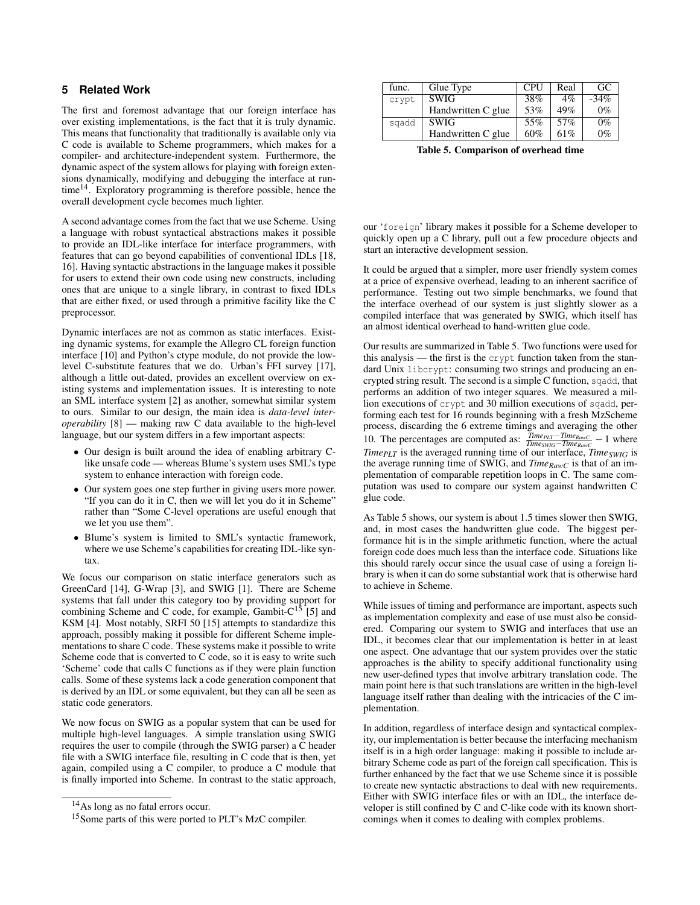## 5 Related Work

The first and foremost advantage that our foreign interface has over existing implementations, is the fact that it is truly dynamic. This means that functionality that traditionally is available only via C code is available to Scheme programmers, which makes for a compiler- and architecture-independent system. Furthermore, the dynamic aspect of the system allows for playing with foreign extensions dynamically, modifying and debugging the interface at runtime[14]. Exploratory programming is therefore possible, hence the overall development cycle becomes much lighter.

A second advantage comes from the fact that we use Scheme. Using a language with robust syntactical abstractions makes it possible to provide an IDL-like interface for interface programmers, with features that can go beyond capabilities of conventional IDLs [18, 16]. Having syntactic abstractions in the language makes it possible for users to extend their own code using new constructs, including ones that are unique to a single library, in contrast to fixed IDLs that are either fixed, or used through a primitive facility like the C preprocessor.

Dynamic interfaces are not as common as static interfaces. Existing dynamic systems, for example the Allegro CL foreign function interface [10] and Python's ctype module, do not provide the low-level C-substitute features that we do. Urban's FFI survey [17], although a little out-dated, provides an excellent overview on existing systems and implementation issues. It is interesting to note an SML interface system [2] as another, somewhat similar system to ours. Similar to our design, the main idea is *data-level interoperability* [8] — making raw C data available to the high-level language, but our system differs in a few important aspects:

- Our design is built around the idea of enabling arbitrary C-like unsafe code — whereas Blume's system uses SML's type system to enhance interaction with foreign code.
- Our system goes one step further in giving users more power. "If you can do it in C, then we will let you do it in Scheme" rather than "Some C-level operations are useful enough that we let you use them".
- Blume's system is limited to SML's syntactic framework, where we use Scheme's capabilities for creating IDL-like syntax.

We focus our comparison on static interface generators such as GreenCard [14], G-Wrap [3], and SWIG [1]. There are Scheme systems that fall under this category too by providing support for combining Scheme and C code, for example, Gambit-C[15] [5] and KSM [4]. Most notably, SRFI 50 [15] attempts to standardize this approach, possibly making it possible for different Scheme implementations to share C code. These systems make it possible to write Scheme code that is converted to C code, so it is easy to write such 'Scheme' code that calls C functions as if they were plain function calls. Some of these systems lack a code generation component that is derived by an IDL or some equivalent, but they can all be seen as static code generators.

We now focus on SWIG as a popular system that can be used for multiple high-level languages. A simple translation using SWIG requires the user to compile (through the SWIG parser) a C header file with a SWIG interface file, resulting in C code that is then, yet again, compiled using a C compiler, to produce a C module that is finally imported into Scheme. In contrast to the static approach, our 'foreign' library makes it possible for a Scheme developer to quickly open up a C library, pull out a few procedure objects and start an interactive development session.

[14]As long as no fatal errors occur.

[15]Some parts of this were ported to PLT's MzC compiler.

| func. | Glue Type | CPU | Real | GC |
|---|---|---|---|---|
| crypt | SWIG | 38% | 4% | -34% |
| | Handwritten C glue | 53% | 49% | 0% |
| sqadd | SWIG | 55% | 57% | 0% |
| | Handwritten C glue | 60% | 61% | 0% |

**Table 5. Comparison of overhead time**

It could be argued that a simpler, more user friendly system comes at a price of expensive overhead, leading to an inherent sacrifice of performance. Testing out two simple benchmarks, we found that the interface overhead of our system is just slightly slower as a compiled interface that was generated by SWIG, which itself has an almost identical overhead to hand-written glue code.

Our results are summarized in Table 5. Two functions were used for this analysis — the first is the `crypt` function taken from the standard Unix `libcrypt`: consuming two strings and producing an encrypted string result. The second is a simple C function, `sqadd`, that performs an addition of two integer squares. We measured a million executions of `crypt` and 30 million executions of `sqadd`, performing each test for 16 rounds beginning with a fresh MzScheme process, discarding the 6 extreme timings and averaging the other 10. The percentages are computed as: $\frac{Time_{PLT} - Time_{RawC}}{Time_{SWIG} - Time_{RawC}} - 1$ where $Time_{PLT}$ is the averaged running time of our interface, $Time_{SWIG}$ is the average running time of SWIG, and $Time_{RawC}$ is that of an implementation of comparable repetition loops in C. The same computation was used to compare our system against handwritten C glue code.

As Table 5 shows, our system is about 1.5 times slower then SWIG, and, in most cases the handwritten glue code. The biggest performance hit is in the simple arithmetic function, where the actual foreign code does much less than the interface code. Situations like this should rarely occur since the usual case of using a foreign library is when it can do some substantial work that is otherwise hard to achieve in Scheme.

While issues of timing and performance are important, aspects such as implementation complexity and ease of use must also be considered. Comparing our system to SWIG and interfaces that use an IDL, it becomes clear that our implementation is better in at least one aspect. One advantage that our system provides over the static approaches is the ability to specify additional functionality using new user-defined types that involve arbitrary translation code. The main point here is that such translations are written in the high-level language itself rather than dealing with the intricacies of the C implementation.

In addition, regardless of interface design and syntactical complexity, our implementation is better because the interfacing mechanism itself is in a high order language: making it possible to include arbitrary Scheme code as part of the foreign call specification. This is further enhanced by the fact that we use Scheme since it is possible to create new syntactic abstractions to deal with new requirements. Either with SWIG interface files or with an IDL, the interface developer is still confined by C and C-like code with its known shortcomings when it comes to dealing with complex problems.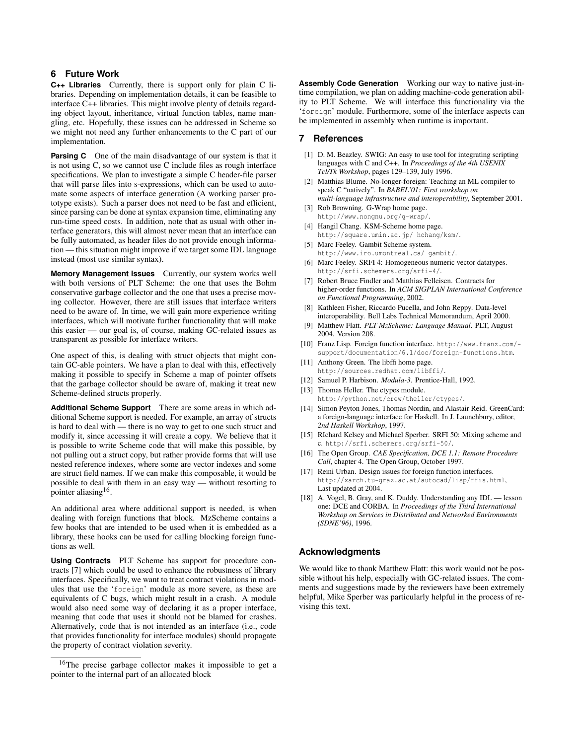## 6 Future Work

**C++ Libraries** Currently, there is support only for plain C libraries. Depending on implementation details, it can be feasible to interface C++ libraries. This might involve plenty of details regarding object layout, inheritance, virtual function tables, name mangling, etc. Hopefully, these issues can be addressed in Scheme so we might not need any further enhancements to the C part of our implementation.

**Parsing C** One of the main disadvantage of our system is that it is not using C, so we cannot use C include files as rough interface specifications. We plan to investigate a simple C header-file parser that will parse files into s-expressions, which can be used to automate some aspects of interface generation (A working parser prototype exists). Such a parser does not need to be fast and efficient, since parsing can be done at syntax expansion time, eliminating any run-time speed costs. In addition, note that as usual with other interface generators, this will almost never mean that an interface can be fully automated, as header files do not provide enough information — this situation might improve if we target some IDL language instead (most use similar syntax).

**Memory Management Issues** Currently, our system works well with both versions of PLT Scheme: the one that uses the Bohm conservative garbage collector and the one that uses a precise moving collector. However, there are still issues that interface writers need to be aware of. In time, we will gain more experience writing interfaces, which will motivate further functionality that will make this easier — our goal is, of course, making GC-related issues as transparent as possible for interface writers.

One aspect of this, is dealing with struct objects that might contain GC-able pointers. We have a plan to deal with this, effectively making it possible to specify in Scheme a map of pointer offsets that the garbage collector should be aware of, making it treat new Scheme-defined structs properly.

**Additional Scheme Support** There are some areas in which additional Scheme support is needed. For example, an array of structs is hard to deal with — there is no way to get to one such struct and modify it, since accessing it will create a copy. We believe that it is possible to write Scheme code that will make this possible, by not pulling out a struct copy, but rather provide forms that will use nested reference indexes, where some are vector indexes and some are struct field names. If we can make this composable, it would be possible to deal with them in an easy way — without resorting to pointer aliasing[16].

An additional area where additional support is needed, is when dealing with foreign functions that block. MzScheme contains a few hooks that are intended to be used when it is embedded as a library, these hooks can be used for calling blocking foreign functions as well.

**Using Contracts** PLT Scheme has support for procedure contracts [7] which could be used to enhance the robustness of library interfaces. Specifically, we want to treat contract violations in modules that use the '`foreign`' module as more severe, as these are equivalents of C bugs, which might result in a crash. A module would also need some way of declaring it as a proper interface, meaning that code that uses it should not be blamed for crashes. Alternatively, code that is not intended as an interface (i.e., code that provides functionality for interface modules) should propagate the property of contract violation severity.

[16] The precise garbage collector makes it impossible to get a pointer to the internal part of an allocated block

**Assembly Code Generation** Working our way to native just-in-time compilation, we plan on adding machine-code generation ability to PLT Scheme. We will interface this functionality via the '`foreign`' module. Furthermore, some of the interface aspects can be implemented in assembly when runtime is important.

## 7 References

[1] D. M. Beazley. SWIG: An easy to use tool for integrating scripting languages with C and C++. In *Proceedings of the 4th USENIX Tcl/Tk Workshop*, pages 129–139, July 1996.

[2] Matthias Blume. No-longer-foreign: Teaching an ML compiler to speak C "natively". In *BABEL'01: First workshop on multi-language infrastructure and interoperability*, September 2001.

[3] Rob Browning. G-Wrap home page. http://www.nongnu.org/g-wrap/.

[4] Hangil Chang. KSM-Scheme home page. http://square.umin.ac.jp/ hchang/ksm/.

[5] Marc Feeley. Gambit Scheme system. http://www.iro.umontreal.ca/ gambit/.

[6] Marc Feeley. SRFI 4: Homogeneous numeric vector datatypes. http://srfi.schemers.org/srfi-4/.

[7] Robert Bruce Findler and Matthias Felleisen. Contracts for higher-order functions. In *ACM SIGPLAN International Conference on Functional Programming*, 2002.

[8] Kathleen Fisher, Riccardo Pucella, and John Reppy. Data-level interoperability. Bell Labs Technical Memorandum, April 2000.

[9] Matthew Flatt. *PLT MzScheme: Language Manual*. PLT, August 2004. Version 208.

[10] Franz Lisp. Foreign function interface. http://www.franz.com/-support/documentation/6.1/doc/foreign-functions.htm.

[11] Anthony Green. The libffi home page. http://sources.redhat.com/libffi/.

[12] Samuel P. Harbison. *Modula-3*. Prentice-Hall, 1992.

[13] Thomas Heller. The ctypes module. http://python.net/crew/theller/ctypes/.

[14] Simon Peyton Jones, Thomas Nordin, and Alastair Reid. GreenCard: a foreign-language interface for Haskell. In J. Launchbury, editor, *2nd Haskell Workshop*, 1997.

[15] RIchard Kelsey and Michael Sperber. SRFI 50: Mixing scheme and c. http://srfi.schemers.org/srfi-50/.

[16] The Open Group. *CAE Specification, DCE 1.1: Remote Procedure Call*, chapter 4. The Open Group, October 1997.

[17] Reini Urban. Design issues for foreign function interfaces. http://xarch.tu-graz.ac.at/autocad/lisp/ffis.html, Last updated at 2004.

[18] A. Vogel, B. Gray, and K. Duddy. Understanding any IDL — lesson one: DCE and CORBA. In *Proceedings of the Third International Workshop on Services in Distributed and Networked Environments (SDNE'96)*, 1996.

## Acknowledgments

We would like to thank Matthew Flatt: this work would not be possible without his help, especially with GC-related issues. The comments and suggestions made by the reviewers have been extremely helpful, Mike Sperber was particularly helpful in the process of revising this text.